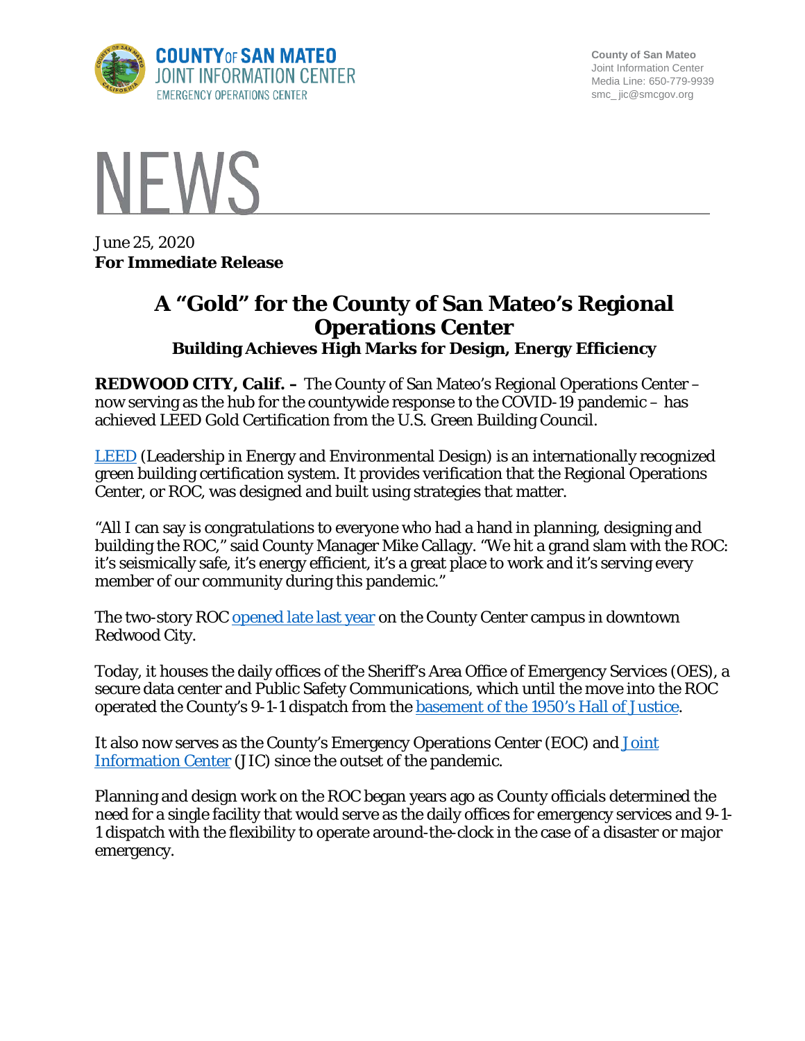COUNTY OF SAN MATEO
JOINT INFORMATION CENTER
EMERGENCY OPERATIONS CENTER

County of San Mateo
Joint Information Center
Media Line: 650-779-9939
smc_jic@smcgov.org

# NEWS

June 25, 2020
**For Immediate Release**

# A "Gold" for the County of San Mateo's Regional Operations Center

### Building Achieves High Marks for Design, Energy Efficiency

**REDWOOD CITY, Calif. –** The County of San Mateo's Regional Operations Center – now serving as the hub for the countywide response to the COVID-19 pandemic – has achieved LEED Gold Certification from the U.S. Green Building Council.

LEED (Leadership in Energy and Environmental Design) is an internationally recognized green building certification system. It provides verification that the Regional Operations Center, or ROC, was designed and built using strategies that matter.

"All I can say is congratulations to everyone who had a hand in planning, designing and building the ROC," said County Manager Mike Callagy. "We hit a grand slam with the ROC: it's seismically safe, it's energy efficient, it's a great place to work and it's serving every member of our community during this pandemic."

The two-story ROC opened late last year on the County Center campus in downtown Redwood City.

Today, it houses the daily offices of the Sheriff's Area Office of Emergency Services (OES), a secure data center and Public Safety Communications, which until the move into the ROC operated the County's 9-1-1 dispatch from the basement of the 1950's Hall of Justice.

It also now serves as the County's Emergency Operations Center (EOC) and Joint Information Center (JIC) since the outset of the pandemic.

Planning and design work on the ROC began years ago as County officials determined the need for a single facility that would serve as the daily offices for emergency services and 9-1-1 dispatch with the flexibility to operate around-the-clock in the case of a disaster or major emergency.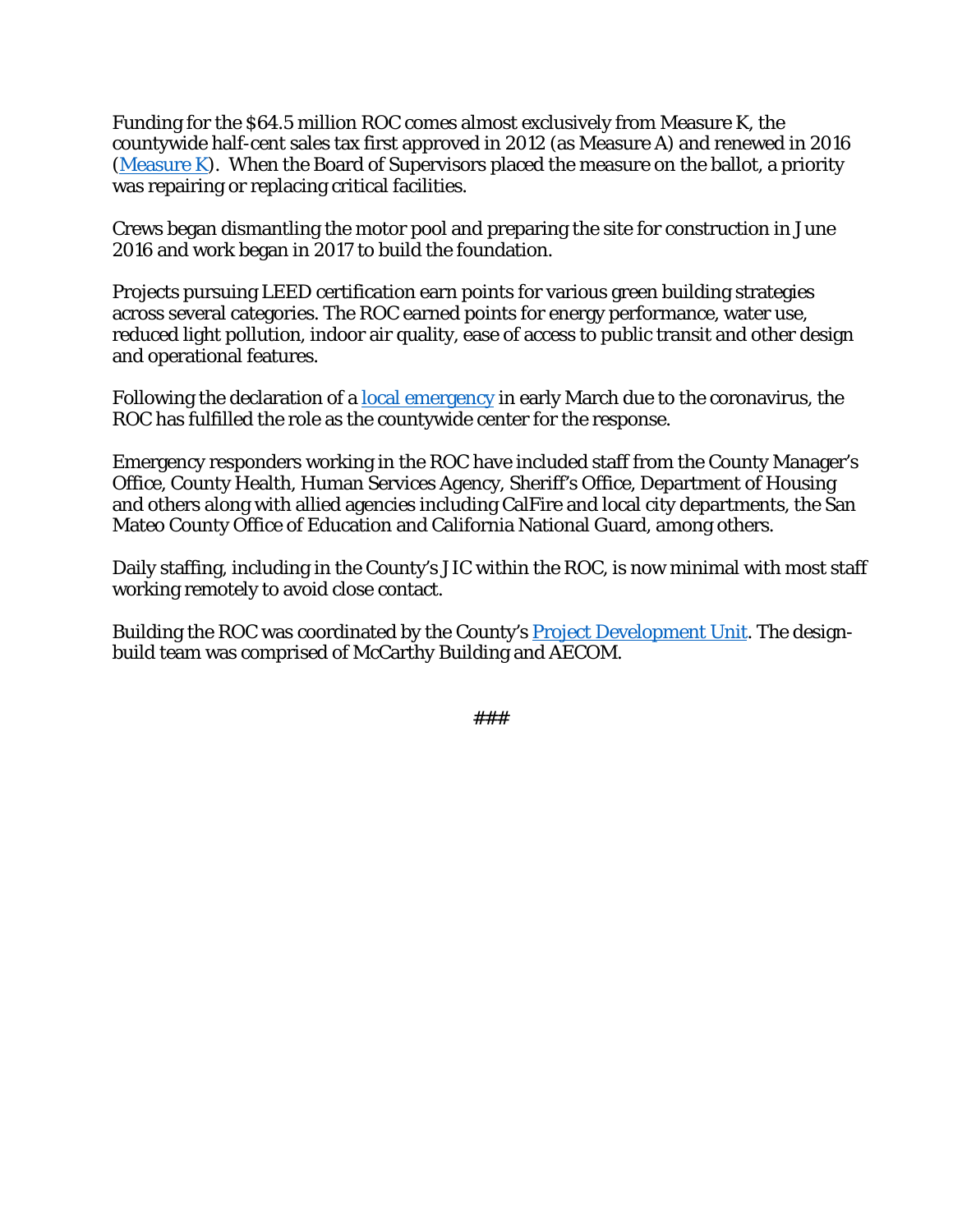Funding for the $64.5 million ROC comes almost exclusively from Measure K, the countywide half-cent sales tax first approved in 2012 (as Measure A) and renewed in 2016 (Measure K). When the Board of Supervisors placed the measure on the ballot, a priority was repairing or replacing critical facilities.

Crews began dismantling the motor pool and preparing the site for construction in June 2016 and work began in 2017 to build the foundation.

Projects pursuing LEED certification earn points for various green building strategies across several categories. The ROC earned points for energy performance, water use, reduced light pollution, indoor air quality, ease of access to public transit and other design and operational features.

Following the declaration of a local emergency in early March due to the coronavirus, the ROC has fulfilled the role as the countywide center for the response.

Emergency responders working in the ROC have included staff from the County Manager's Office, County Health, Human Services Agency, Sheriff's Office, Department of Housing and others along with allied agencies including CalFire and local city departments, the San Mateo County Office of Education and California National Guard, among others.

Daily staffing, including in the County's JIC within the ROC, is now minimal with most staff working remotely to avoid close contact.

Building the ROC was coordinated by the County's Project Development Unit. The design-build team was comprised of McCarthy Building and AECOM.

###